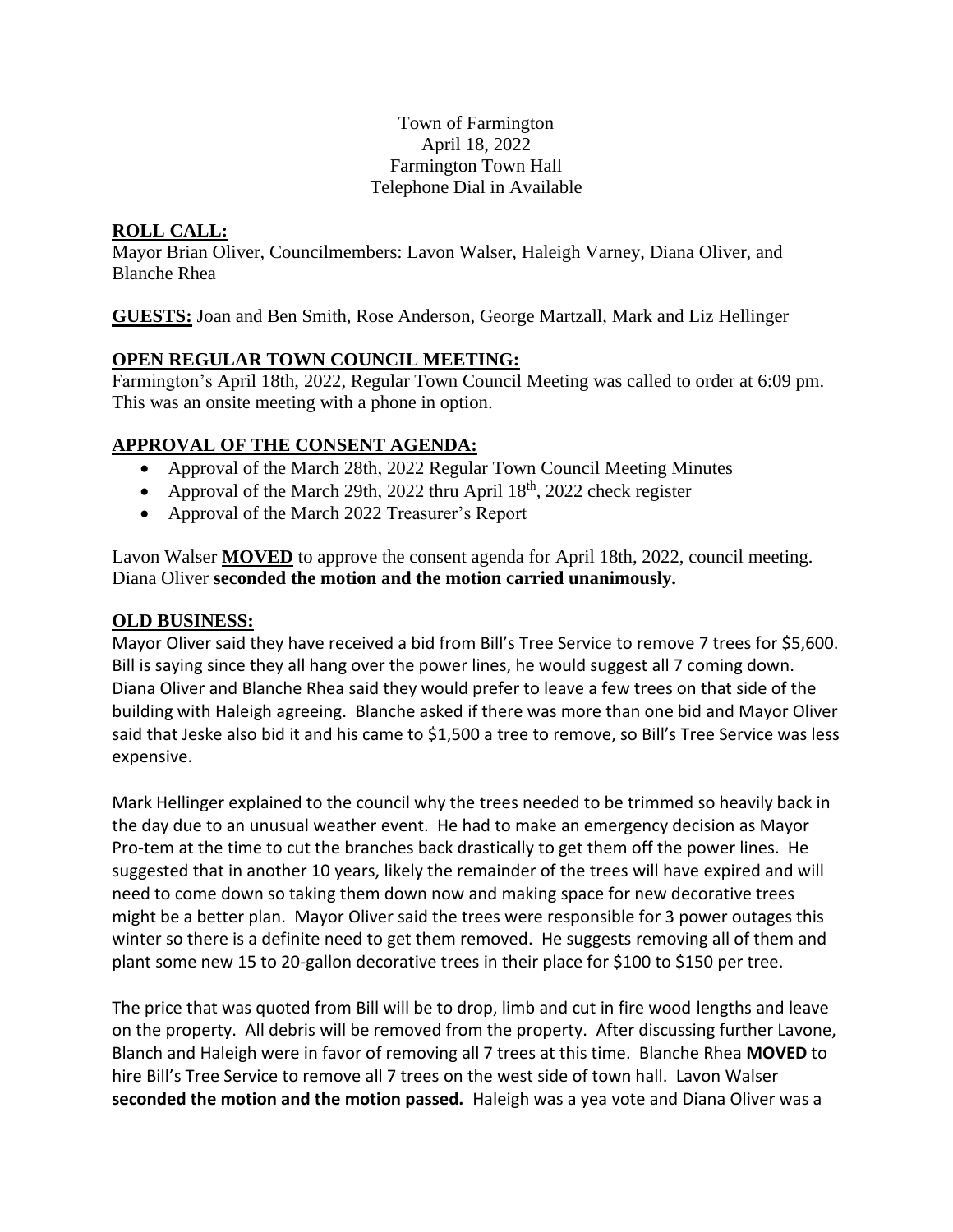Town of Farmington
April 18, 2022
Farmington Town Hall
Telephone Dial in Available

## ROLL CALL:

Mayor Brian Oliver, Councilmembers: Lavon Walser, Haleigh Varney, Diana Oliver, and Blanche Rhea

**GUESTS:** Joan and Ben Smith, Rose Anderson, George Martzall, Mark and Liz Hellinger

## OPEN REGULAR TOWN COUNCIL MEETING:

Farmington's April 18th, 2022, Regular Town Council Meeting was called to order at 6:09 pm. This was an onsite meeting with a phone in option.

## APPROVAL OF THE CONSENT AGENDA:

- Approval of the March 28th, 2022 Regular Town Council Meeting Minutes
- Approval of the March 29th, 2022 thru April 18th, 2022 check register
- Approval of the March 2022 Treasurer's Report

Lavon Walser **MOVED** to approve the consent agenda for April 18th, 2022, council meeting. Diana Oliver **seconded the motion and the motion carried unanimously.**

## OLD BUSINESS:

Mayor Oliver said they have received a bid from Bill's Tree Service to remove 7 trees for $5,600. Bill is saying since they all hang over the power lines, he would suggest all 7 coming down. Diana Oliver and Blanche Rhea said they would prefer to leave a few trees on that side of the building with Haleigh agreeing. Blanche asked if there was more than one bid and Mayor Oliver said that Jeske also bid it and his came to $1,500 a tree to remove, so Bill's Tree Service was less expensive.

Mark Hellinger explained to the council why the trees needed to be trimmed so heavily back in the day due to an unusual weather event. He had to make an emergency decision as Mayor Pro-tem at the time to cut the branches back drastically to get them off the power lines. He suggested that in another 10 years, likely the remainder of the trees will have expired and will need to come down so taking them down now and making space for new decorative trees might be a better plan. Mayor Oliver said the trees were responsible for 3 power outages this winter so there is a definite need to get them removed. He suggests removing all of them and plant some new 15 to 20-gallon decorative trees in their place for $100 to $150 per tree.

The price that was quoted from Bill will be to drop, limb and cut in fire wood lengths and leave on the property. All debris will be removed from the property. After discussing further Lavone, Blanch and Haleigh were in favor of removing all 7 trees at this time. Blanche Rhea **MOVED** to hire Bill's Tree Service to remove all 7 trees on the west side of town hall. Lavon Walser **seconded the motion and the motion passed.** Haleigh was a yea vote and Diana Oliver was a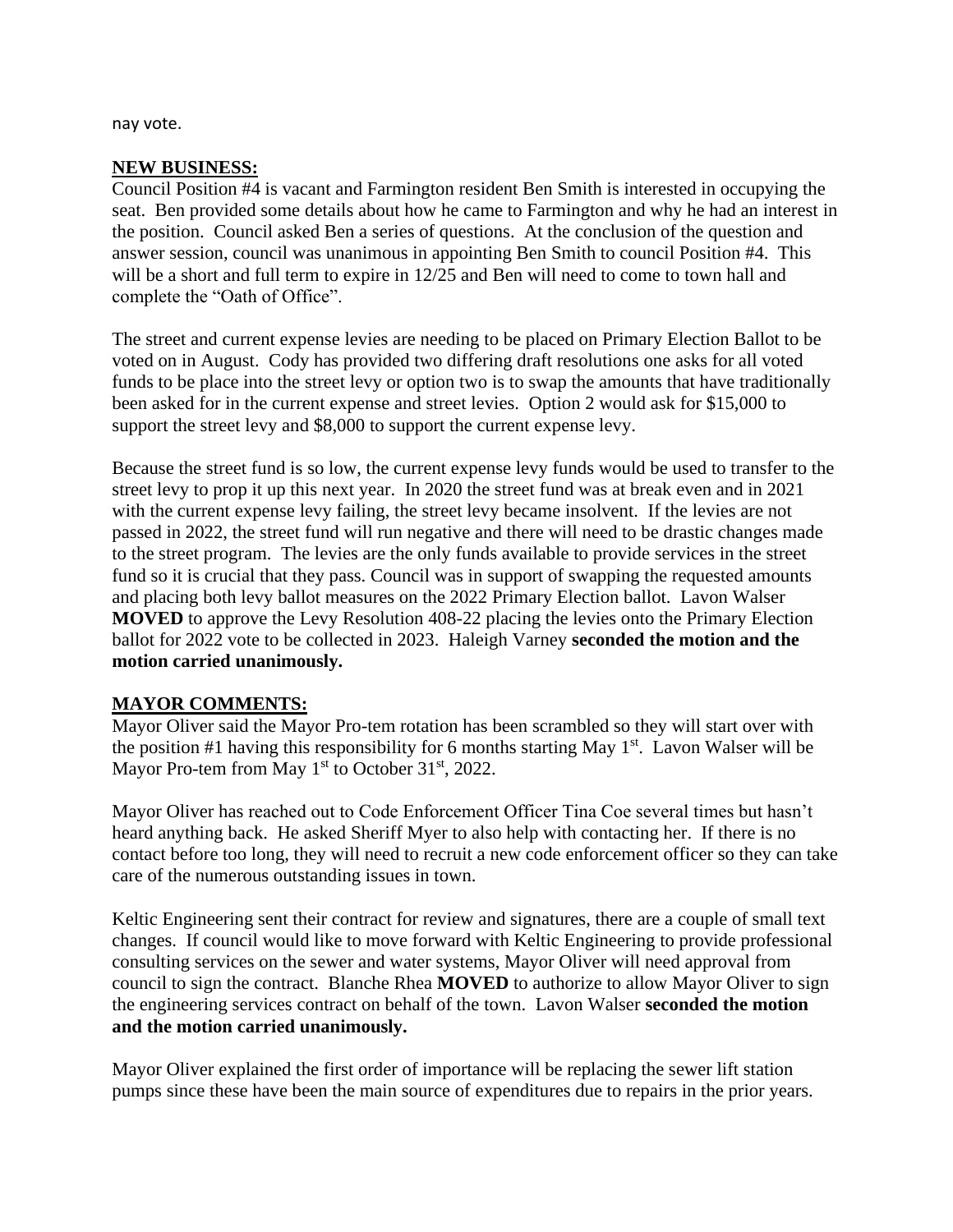nay vote.

**NEW BUSINESS:**

Council Position #4 is vacant and Farmington resident Ben Smith is interested in occupying the seat. Ben provided some details about how he came to Farmington and why he had an interest in the position. Council asked Ben a series of questions. At the conclusion of the question and answer session, council was unanimous in appointing Ben Smith to council Position #4. This will be a short and full term to expire in 12/25 and Ben will need to come to town hall and complete the "Oath of Office".

The street and current expense levies are needing to be placed on Primary Election Ballot to be voted on in August. Cody has provided two differing draft resolutions one asks for all voted funds to be place into the street levy or option two is to swap the amounts that have traditionally been asked for in the current expense and street levies. Option 2 would ask for $15,000 to support the street levy and $8,000 to support the current expense levy.

Because the street fund is so low, the current expense levy funds would be used to transfer to the street levy to prop it up this next year. In 2020 the street fund was at break even and in 2021 with the current expense levy failing, the street levy became insolvent. If the levies are not passed in 2022, the street fund will run negative and there will need to be drastic changes made to the street program. The levies are the only funds available to provide services in the street fund so it is crucial that they pass. Council was in support of swapping the requested amounts and placing both levy ballot measures on the 2022 Primary Election ballot. Lavon Walser **MOVED** to approve the Levy Resolution 408-22 placing the levies onto the Primary Election ballot for 2022 vote to be collected in 2023. Haleigh Varney **seconded the motion and the motion carried unanimously.**

**MAYOR COMMENTS:**

Mayor Oliver said the Mayor Pro-tem rotation has been scrambled so they will start over with the position #1 having this responsibility for 6 months starting May 1st. Lavon Walser will be Mayor Pro-tem from May 1st to October 31st, 2022.

Mayor Oliver has reached out to Code Enforcement Officer Tina Coe several times but hasn't heard anything back. He asked Sheriff Myer to also help with contacting her. If there is no contact before too long, they will need to recruit a new code enforcement officer so they can take care of the numerous outstanding issues in town.

Keltic Engineering sent their contract for review and signatures, there are a couple of small text changes. If council would like to move forward with Keltic Engineering to provide professional consulting services on the sewer and water systems, Mayor Oliver will need approval from council to sign the contract. Blanche Rhea **MOVED** to authorize to allow Mayor Oliver to sign the engineering services contract on behalf of the town. Lavon Walser **seconded the motion and the motion carried unanimously.**

Mayor Oliver explained the first order of importance will be replacing the sewer lift station pumps since these have been the main source of expenditures due to repairs in the prior years.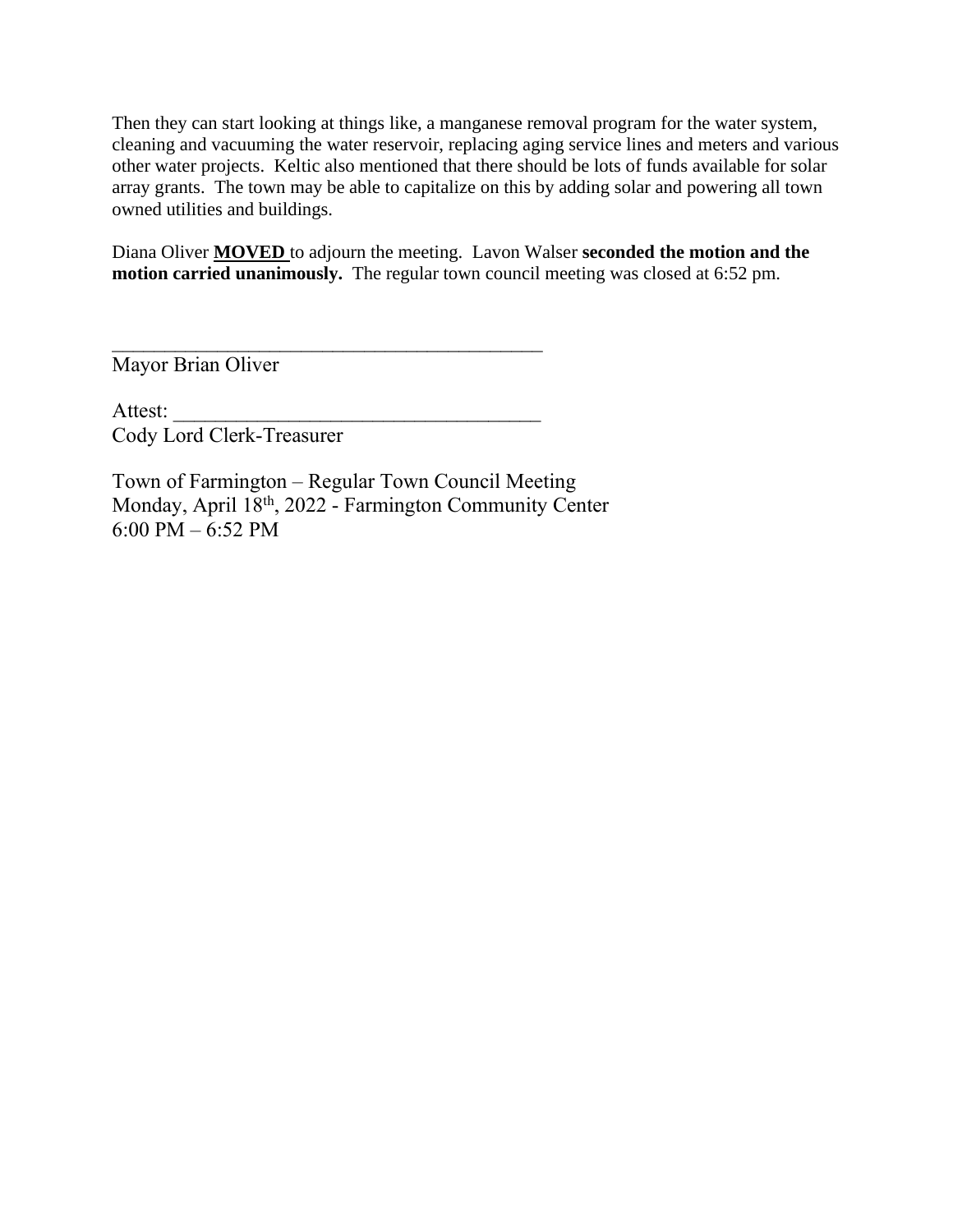Then they can start looking at things like, a manganese removal program for the water system, cleaning and vacuuming the water reservoir, replacing aging service lines and meters and various other water projects. Keltic also mentioned that there should be lots of funds available for solar array grants. The town may be able to capitalize on this by adding solar and powering all town owned utilities and buildings.

Diana Oliver **MOVED** to adjourn the meeting. Lavon Walser **seconded the motion and the motion carried unanimously.** The regular town council meeting was closed at 6:52 pm.

\_\_\_\_\_\_\_\_\_\_\_\_\_\_\_\_\_\_\_\_\_\_\_\_\_\_\_\_\_\_\_\_\_\_\_\_\_\_\_\_\_\_\_\_
Mayor Brian Oliver

Attest: \_\_\_\_\_\_\_\_\_\_\_\_\_\_\_\_\_\_\_\_\_\_\_\_\_\_\_\_\_\_\_\_\_\_\_\_
Cody Lord Clerk-Treasurer

Town of Farmington – Regular Town Council Meeting
Monday, April 18th, 2022 - Farmington Community Center
6:00 PM – 6:52 PM